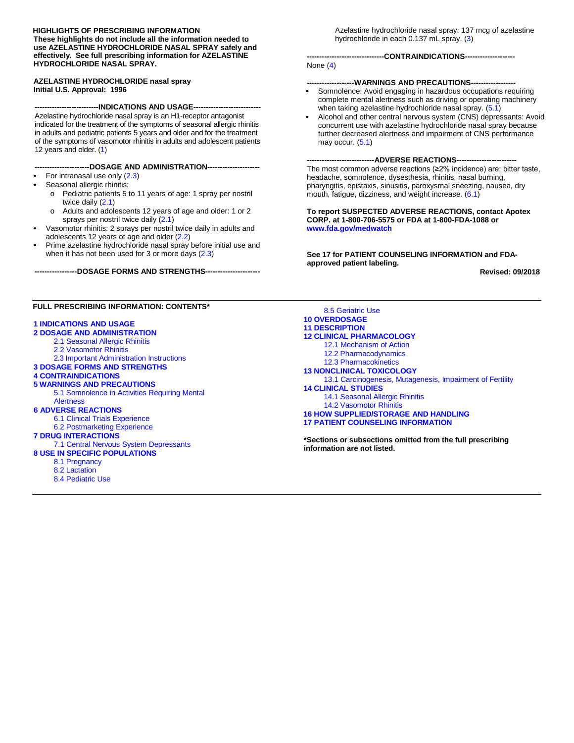**HIGHLIGHTS OF PRESCRIBING INFORMATION**
**These highlights do not include all the information needed to use AZELASTINE HYDROCHLORIDE NASAL SPRAY safely and effectively. See full prescribing information for AZELASTINE HYDROCHLORIDE NASAL SPRAY.**

**AZELASTINE HYDROCHLORIDE nasal spray**
**Initial U.S. Approval: 1996**

**--------------------------INDICATIONS AND USAGE---------------------------**

Azelastine hydrochloride nasal spray is an H1-receptor antagonist indicated for the treatment of the symptoms of seasonal allergic rhinitis in adults and pediatric patients 5 years and older and for the treatment of the symptoms of vasomotor rhinitis in adults and adolescent patients 12 years and older. (1)

**----------------------DOSAGE AND ADMINISTRATION---------------------**

- For intranasal use only (2.3)
- Seasonal allergic rhinitis:
  - Pediatric patients 5 to 11 years of age: 1 spray per nostril twice daily (2.1)
  - Adults and adolescents 12 years of age and older: 1 or 2 sprays per nostril twice daily (2.1)
- Vasomotor rhinitis: 2 sprays per nostril twice daily in adults and adolescents 12 years of age and older (2.2)
- Prime azelastine hydrochloride nasal spray before initial use and when it has not been used for 3 or more days (2.3)

**-----------------DOSAGE FORMS AND STRENGTHS----------------------**

Azelastine hydrochloride nasal spray: 137 mcg of azelastine hydrochloride in each 0.137 mL spray. (3)

**-------------------------------CONTRAINDICATIONS--------------------**

None (4)

**-------------------WARNINGS AND PRECAUTIONS------------------**

- Somnolence: Avoid engaging in hazardous occupations requiring complete mental alertness such as driving or operating machinery when taking azelastine hydrochloride nasal spray. (5.1)
- Alcohol and other central nervous system (CNS) depressants: Avoid concurrent use with azelastine hydrochloride nasal spray because further decreased alertness and impairment of CNS performance may occur. (5.1)

**---------------------------ADVERSE REACTIONS------------------------**

The most common adverse reactions (≥2% incidence) are: bitter taste, headache, somnolence, dysesthesia, rhinitis, nasal burning, pharyngitis, epistaxis, sinusitis, paroxysmal sneezing, nausea, dry mouth, fatigue, dizziness, and weight increase. (6.1)

**To report SUSPECTED ADVERSE REACTIONS, contact Apotex CORP. at 1-800-706-5575 or FDA at 1-800-FDA-1088 or www.fda.gov/medwatch**

**See 17 for PATIENT COUNSELING INFORMATION and FDA-approved patient labeling.**

**Revised: 09/2018**

---

**FULL PRESCRIBING INFORMATION: CONTENTS***

**1 INDICATIONS AND USAGE**
**2 DOSAGE AND ADMINISTRATION**
- 2.1 Seasonal Allergic Rhinitis
- 2.2 Vasomotor Rhinitis
- 2.3 Important Administration Instructions

**3 DOSAGE FORMS AND STRENGTHS**
**4 CONTRAINDICATIONS**
**5 WARNINGS AND PRECAUTIONS**
- 5.1 Somnolence in Activities Requiring Mental Alertness

**6 ADVERSE REACTIONS**
- 6.1 Clinical Trials Experience
- 6.2 Postmarketing Experience

**7 DRUG INTERACTIONS**
- 7.1 Central Nervous System Depressants

**8 USE IN SPECIFIC POPULATIONS**
- 8.1 Pregnancy
- 8.2 Lactation
- 8.4 Pediatric Use
- 8.5 Geriatric Use

**10 OVERDOSAGE**
**11 DESCRIPTION**
**12 CLINICAL PHARMACOLOGY**
- 12.1 Mechanism of Action
- 12.2 Pharmacodynamics
- 12.3 Pharmacokinetics

**13 NONCLINICAL TOXICOLOGY**
- 13.1 Carcinogenesis, Mutagenesis, Impairment of Fertility

**14 CLINICAL STUDIES**
- 14.1 Seasonal Allergic Rhinitis
- 14.2 Vasomotor Rhinitis

**16 HOW SUPPLIED/STORAGE AND HANDLING**
**17 PATIENT COUNSELING INFORMATION**

***Sections or subsections omitted from the full prescribing information are not listed.**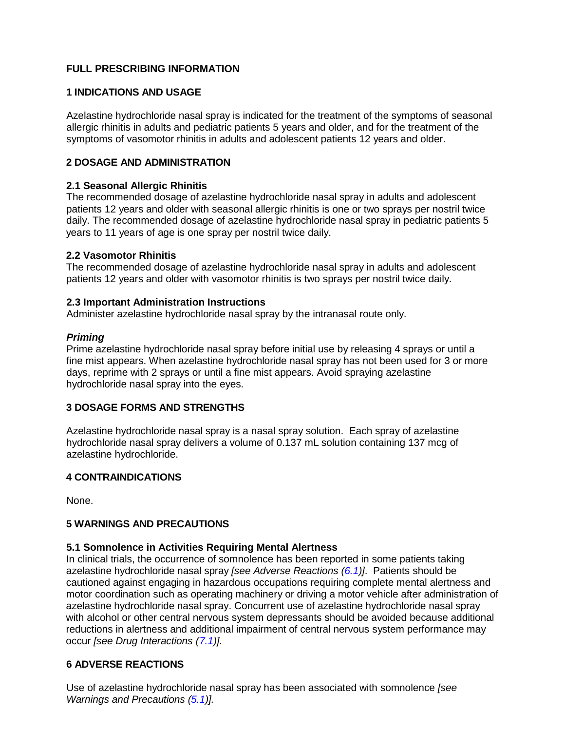# FULL PRESCRIBING INFORMATION

## 1 INDICATIONS AND USAGE

Azelastine hydrochloride nasal spray is indicated for the treatment of the symptoms of seasonal allergic rhinitis in adults and pediatric patients 5 years and older, and for the treatment of the symptoms of vasomotor rhinitis in adults and adolescent patients 12 years and older.

## 2 DOSAGE AND ADMINISTRATION

### 2.1 Seasonal Allergic Rhinitis

The recommended dosage of azelastine hydrochloride nasal spray in adults and adolescent patients 12 years and older with seasonal allergic rhinitis is one or two sprays per nostril twice daily. The recommended dosage of azelastine hydrochloride nasal spray in pediatric patients 5 years to 11 years of age is one spray per nostril twice daily.

### 2.2 Vasomotor Rhinitis

The recommended dosage of azelastine hydrochloride nasal spray in adults and adolescent patients 12 years and older with vasomotor rhinitis is two sprays per nostril twice daily.

### 2.3 Important Administration Instructions

Administer azelastine hydrochloride nasal spray by the intranasal route only.

***Priming***

Prime azelastine hydrochloride nasal spray before initial use by releasing 4 sprays or until a fine mist appears. When azelastine hydrochloride nasal spray has not been used for 3 or more days, reprime with 2 sprays or until a fine mist appears. Avoid spraying azelastine hydrochloride nasal spray into the eyes.

## 3 DOSAGE FORMS AND STRENGTHS

Azelastine hydrochloride nasal spray is a nasal spray solution. Each spray of azelastine hydrochloride nasal spray delivers a volume of 0.137 mL solution containing 137 mcg of azelastine hydrochloride.

## 4 CONTRAINDICATIONS

None.

## 5 WARNINGS AND PRECAUTIONS

### 5.1 Somnolence in Activities Requiring Mental Alertness

In clinical trials, the occurrence of somnolence has been reported in some patients taking azelastine hydrochloride nasal spray *[see Adverse Reactions (6.1)]*. Patients should be cautioned against engaging in hazardous occupations requiring complete mental alertness and motor coordination such as operating machinery or driving a motor vehicle after administration of azelastine hydrochloride nasal spray. Concurrent use of azelastine hydrochloride nasal spray with alcohol or other central nervous system depressants should be avoided because additional reductions in alertness and additional impairment of central nervous system performance may occur *[see Drug Interactions (7.1)].*

## 6 ADVERSE REACTIONS

Use of azelastine hydrochloride nasal spray has been associated with somnolence *[see Warnings and Precautions (5.1)].*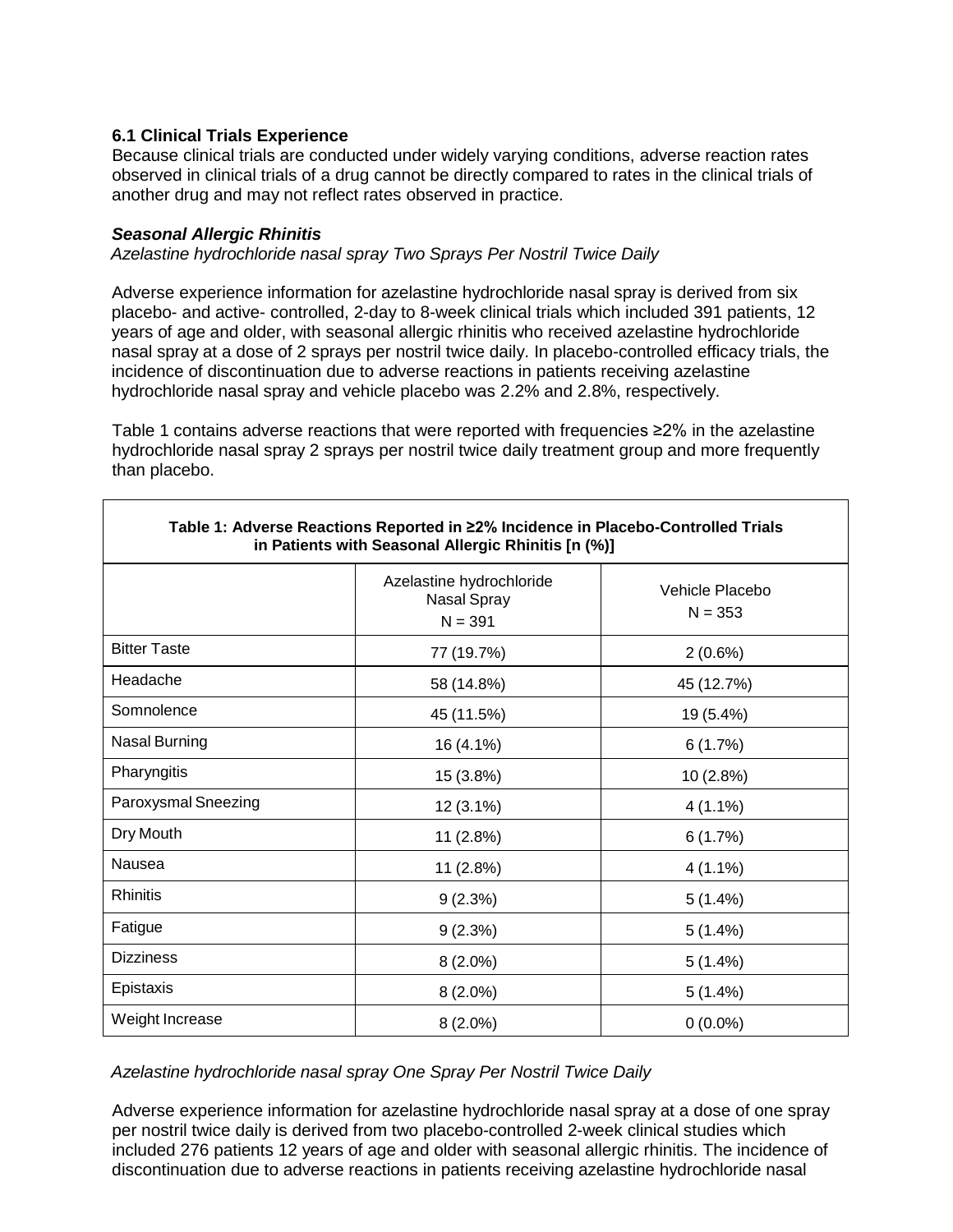### 6.1 Clinical Trials Experience

Because clinical trials are conducted under widely varying conditions, adverse reaction rates observed in clinical trials of a drug cannot be directly compared to rates in the clinical trials of another drug and may not reflect rates observed in practice.

***Seasonal Allergic Rhinitis***

*Azelastine hydrochloride nasal spray Two Sprays Per Nostril Twice Daily*

Adverse experience information for azelastine hydrochloride nasal spray is derived from six placebo- and active- controlled, 2-day to 8-week clinical trials which included 391 patients, 12 years of age and older, with seasonal allergic rhinitis who received azelastine hydrochloride nasal spray at a dose of 2 sprays per nostril twice daily. In placebo-controlled efficacy trials, the incidence of discontinuation due to adverse reactions in patients receiving azelastine hydrochloride nasal spray and vehicle placebo was 2.2% and 2.8%, respectively.

Table 1 contains adverse reactions that were reported with frequencies ≥2% in the azelastine hydrochloride nasal spray 2 sprays per nostril twice daily treatment group and more frequently than placebo.

**Table 1: Adverse Reactions Reported in ≥2% Incidence in Placebo-Controlled Trials in Patients with Seasonal Allergic Rhinitis [n (%)]**

| | Azelastine hydrochloride Nasal Spray N = 391 | Vehicle Placebo N = 353 |
|---|---|---|
| Bitter Taste | 77 (19.7%) | 2 (0.6%) |
| Headache | 58 (14.8%) | 45 (12.7%) |
| Somnolence | 45 (11.5%) | 19 (5.4%) |
| Nasal Burning | 16 (4.1%) | 6 (1.7%) |
| Pharyngitis | 15 (3.8%) | 10 (2.8%) |
| Paroxysmal Sneezing | 12 (3.1%) | 4 (1.1%) |
| Dry Mouth | 11 (2.8%) | 6 (1.7%) |
| Nausea | 11 (2.8%) | 4 (1.1%) |
| Rhinitis | 9 (2.3%) | 5 (1.4%) |
| Fatigue | 9 (2.3%) | 5 (1.4%) |
| Dizziness | 8 (2.0%) | 5 (1.4%) |
| Epistaxis | 8 (2.0%) | 5 (1.4%) |
| Weight Increase | 8 (2.0%) | 0 (0.0%) |

*Azelastine hydrochloride nasal spray One Spray Per Nostril Twice Daily*

Adverse experience information for azelastine hydrochloride nasal spray at a dose of one spray per nostril twice daily is derived from two placebo-controlled 2-week clinical studies which included 276 patients 12 years of age and older with seasonal allergic rhinitis. The incidence of discontinuation due to adverse reactions in patients receiving azelastine hydrochloride nasal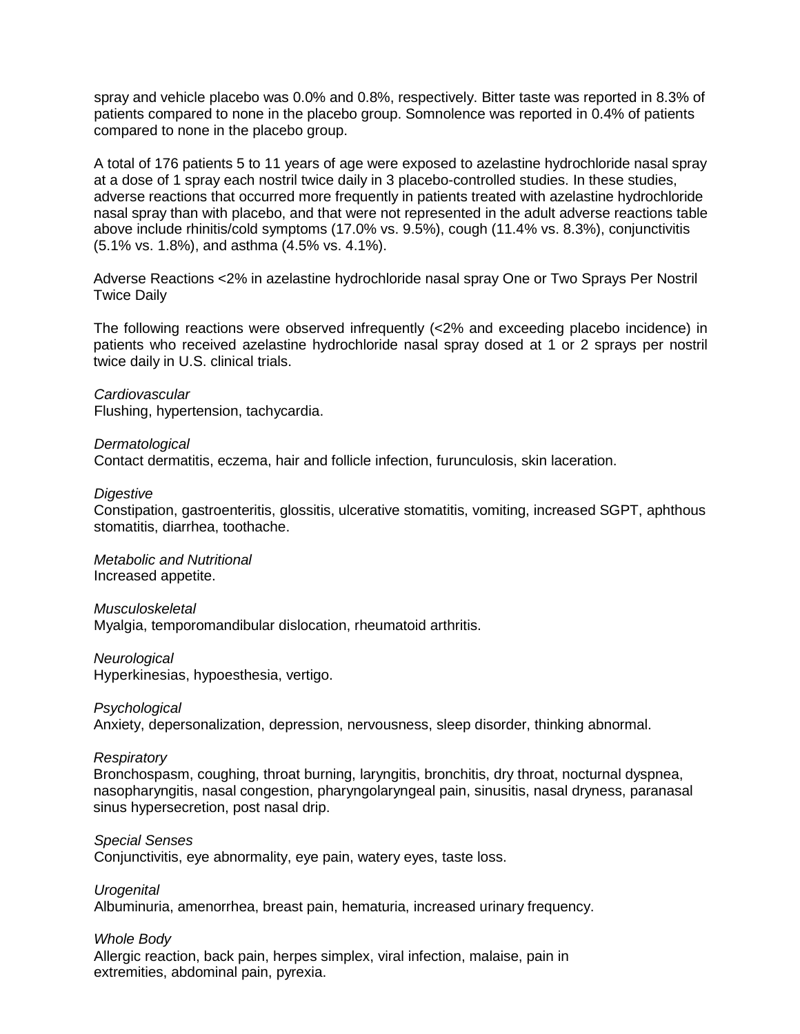spray and vehicle placebo was 0.0% and 0.8%, respectively. Bitter taste was reported in 8.3% of patients compared to none in the placebo group. Somnolence was reported in 0.4% of patients compared to none in the placebo group.

A total of 176 patients 5 to 11 years of age were exposed to azelastine hydrochloride nasal spray at a dose of 1 spray each nostril twice daily in 3 placebo-controlled studies. In these studies, adverse reactions that occurred more frequently in patients treated with azelastine hydrochloride nasal spray than with placebo, and that were not represented in the adult adverse reactions table above include rhinitis/cold symptoms (17.0% vs. 9.5%), cough (11.4% vs. 8.3%), conjunctivitis (5.1% vs. 1.8%), and asthma (4.5% vs. 4.1%).

Adverse Reactions <2% in azelastine hydrochloride nasal spray One or Two Sprays Per Nostril Twice Daily

The following reactions were observed infrequently (<2% and exceeding placebo incidence) in patients who received azelastine hydrochloride nasal spray dosed at 1 or 2 sprays per nostril twice daily in U.S. clinical trials.

*Cardiovascular*
Flushing, hypertension, tachycardia.

*Dermatological*
Contact dermatitis, eczema, hair and follicle infection, furunculosis, skin laceration.

*Digestive*
Constipation, gastroenteritis, glossitis, ulcerative stomatitis, vomiting, increased SGPT, aphthous stomatitis, diarrhea, toothache.

*Metabolic and Nutritional*
Increased appetite.

*Musculoskeletal*
Myalgia, temporomandibular dislocation, rheumatoid arthritis.

*Neurological*
Hyperkinesias, hypoesthesia, vertigo.

*Psychological*
Anxiety, depersonalization, depression, nervousness, sleep disorder, thinking abnormal.

*Respiratory*
Bronchospasm, coughing, throat burning, laryngitis, bronchitis, dry throat, nocturnal dyspnea, nasopharyngitis, nasal congestion, pharyngolaryngeal pain, sinusitis, nasal dryness, paranasal sinus hypersecretion, post nasal drip.

*Special Senses*
Conjunctivitis, eye abnormality, eye pain, watery eyes, taste loss.

*Urogenital*
Albuminuria, amenorrhea, breast pain, hematuria, increased urinary frequency.

*Whole Body*
Allergic reaction, back pain, herpes simplex, viral infection, malaise, pain in extremities, abdominal pain, pyrexia.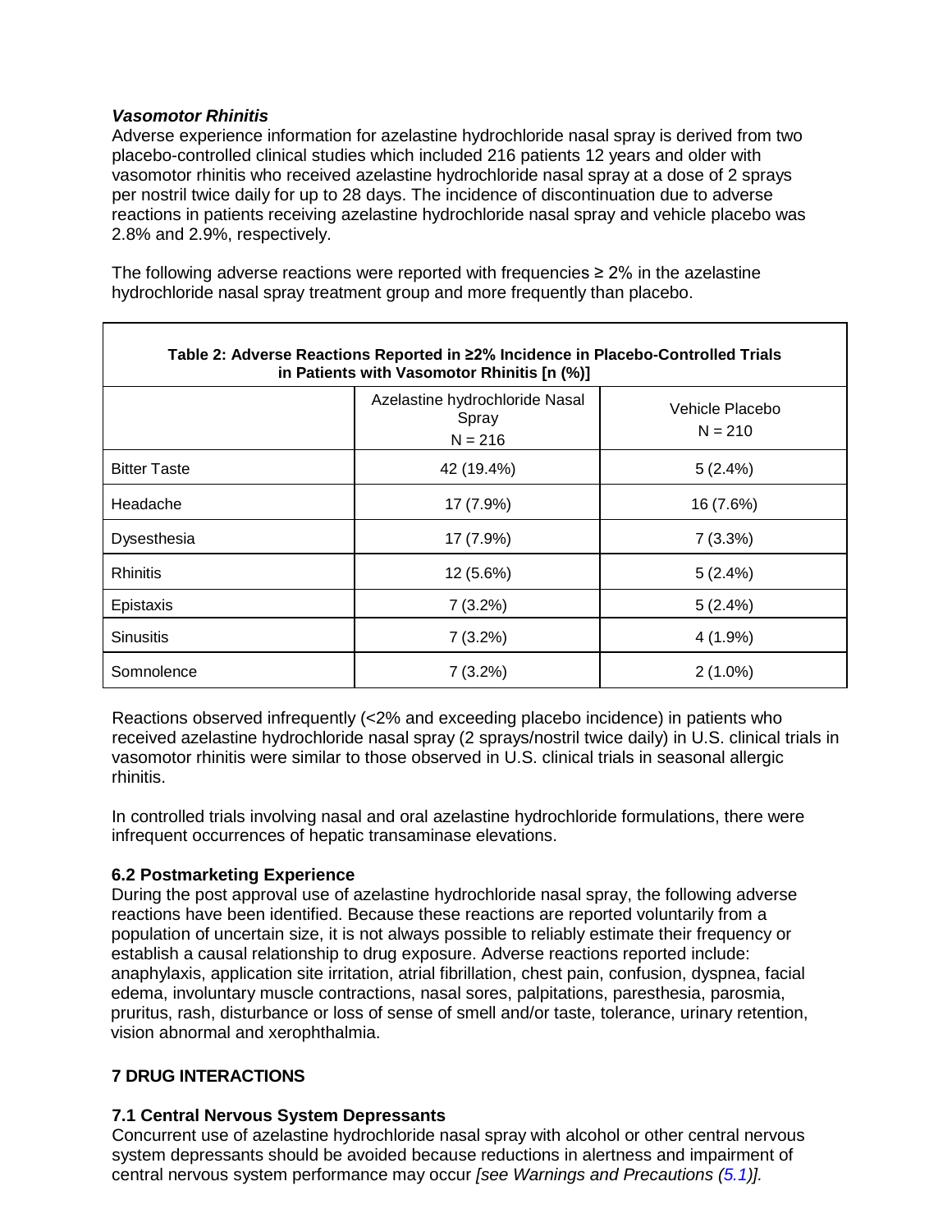***Vasomotor Rhinitis***

Adverse experience information for azelastine hydrochloride nasal spray is derived from two placebo-controlled clinical studies which included 216 patients 12 years and older with vasomotor rhinitis who received azelastine hydrochloride nasal spray at a dose of 2 sprays per nostril twice daily for up to 28 days. The incidence of discontinuation due to adverse reactions in patients receiving azelastine hydrochloride nasal spray and vehicle placebo was 2.8% and 2.9%, respectively.

The following adverse reactions were reported with frequencies ≥ 2% in the azelastine hydrochloride nasal spray treatment group and more frequently than placebo.

**Table 2: Adverse Reactions Reported in ≥2% Incidence in Placebo-Controlled Trials in Patients with Vasomotor Rhinitis [n (%)]**

| | Azelastine hydrochloride Nasal Spray N = 216 | Vehicle Placebo N = 210 |
|---|---|---|
| Bitter Taste | 42 (19.4%) | 5 (2.4%) |
| Headache | 17 (7.9%) | 16 (7.6%) |
| Dysesthesia | 17 (7.9%) | 7 (3.3%) |
| Rhinitis | 12 (5.6%) | 5 (2.4%) |
| Epistaxis | 7 (3.2%) | 5 (2.4%) |
| Sinusitis | 7 (3.2%) | 4 (1.9%) |
| Somnolence | 7 (3.2%) | 2 (1.0%) |

Reactions observed infrequently (<2% and exceeding placebo incidence) in patients who received azelastine hydrochloride nasal spray (2 sprays/nostril twice daily) in U.S. clinical trials in vasomotor rhinitis were similar to those observed in U.S. clinical trials in seasonal allergic rhinitis.

In controlled trials involving nasal and oral azelastine hydrochloride formulations, there were infrequent occurrences of hepatic transaminase elevations.

### 6.2 Postmarketing Experience

During the post approval use of azelastine hydrochloride nasal spray, the following adverse reactions have been identified. Because these reactions are reported voluntarily from a population of uncertain size, it is not always possible to reliably estimate their frequency or establish a causal relationship to drug exposure. Adverse reactions reported include: anaphylaxis, application site irritation, atrial fibrillation, chest pain, confusion, dyspnea, facial edema, involuntary muscle contractions, nasal sores, palpitations, paresthesia, parosmia, pruritus, rash, disturbance or loss of sense of smell and/or taste, tolerance, urinary retention, vision abnormal and xerophthalmia.

## 7 DRUG INTERACTIONS

### 7.1 Central Nervous System Depressants

Concurrent use of azelastine hydrochloride nasal spray with alcohol or other central nervous system depressants should be avoided because reductions in alertness and impairment of central nervous system performance may occur *[see Warnings and Precautions (5.1)].*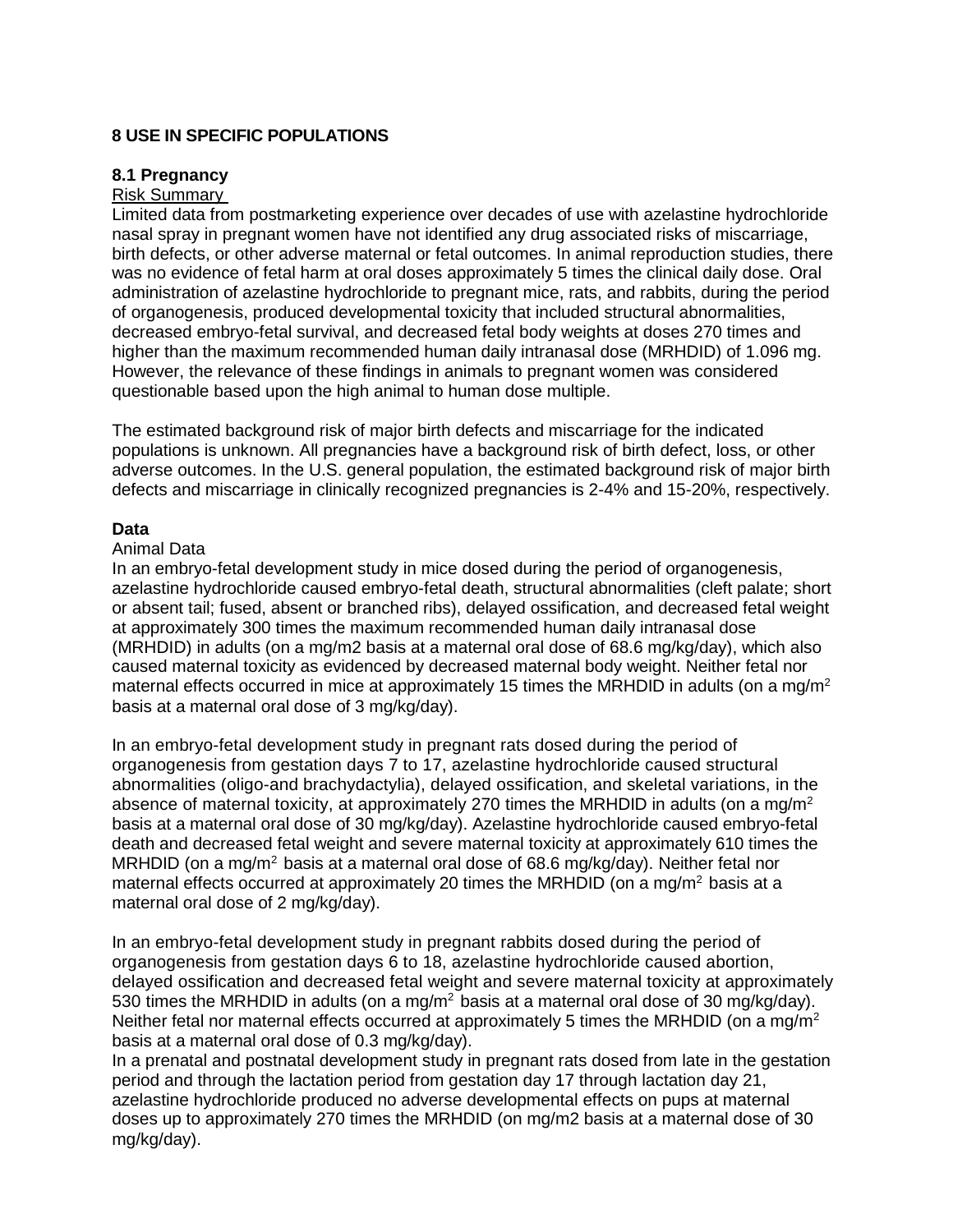## 8 USE IN SPECIFIC POPULATIONS

### 8.1 Pregnancy

Risk Summary

Limited data from postmarketing experience over decades of use with azelastine hydrochloride nasal spray in pregnant women have not identified any drug associated risks of miscarriage, birth defects, or other adverse maternal or fetal outcomes. In animal reproduction studies, there was no evidence of fetal harm at oral doses approximately 5 times the clinical daily dose. Oral administration of azelastine hydrochloride to pregnant mice, rats, and rabbits, during the period of organogenesis, produced developmental toxicity that included structural abnormalities, decreased embryo-fetal survival, and decreased fetal body weights at doses 270 times and higher than the maximum recommended human daily intranasal dose (MRHDID) of 1.096 mg. However, the relevance of these findings in animals to pregnant women was considered questionable based upon the high animal to human dose multiple.

The estimated background risk of major birth defects and miscarriage for the indicated populations is unknown. All pregnancies have a background risk of birth defect, loss, or other adverse outcomes. In the U.S. general population, the estimated background risk of major birth defects and miscarriage in clinically recognized pregnancies is 2-4% and 15-20%, respectively.

**Data**

Animal Data

In an embryo-fetal development study in mice dosed during the period of organogenesis, azelastine hydrochloride caused embryo-fetal death, structural abnormalities (cleft palate; short or absent tail; fused, absent or branched ribs), delayed ossification, and decreased fetal weight at approximately 300 times the maximum recommended human daily intranasal dose (MRHDID) in adults (on a mg/m2 basis at a maternal oral dose of 68.6 mg/kg/day), which also caused maternal toxicity as evidenced by decreased maternal body weight. Neither fetal nor maternal effects occurred in mice at approximately 15 times the MRHDID in adults (on a $mg/m^2$ basis at a maternal oral dose of 3 mg/kg/day).

In an embryo-fetal development study in pregnant rats dosed during the period of organogenesis from gestation days 7 to 17, azelastine hydrochloride caused structural abnormalities (oligo-and brachydactylia), delayed ossification, and skeletal variations, in the absence of maternal toxicity, at approximately 270 times the MRHDID in adults (on a $mg/m^2$ basis at a maternal oral dose of 30 mg/kg/day). Azelastine hydrochloride caused embryo-fetal death and decreased fetal weight and severe maternal toxicity at approximately 610 times the MRHDID (on a $mg/m^2$ basis at a maternal oral dose of 68.6 mg/kg/day). Neither fetal nor maternal effects occurred at approximately 20 times the MRHDID (on a $mg/m^2$ basis at a maternal oral dose of 2 mg/kg/day).

In an embryo-fetal development study in pregnant rabbits dosed during the period of organogenesis from gestation days 6 to 18, azelastine hydrochloride caused abortion, delayed ossification and decreased fetal weight and severe maternal toxicity at approximately 530 times the MRHDID in adults (on a $mg/m^2$ basis at a maternal oral dose of 30 mg/kg/day). Neither fetal nor maternal effects occurred at approximately 5 times the MRHDID (on a $mg/m^2$ basis at a maternal oral dose of 0.3 mg/kg/day).

In a prenatal and postnatal development study in pregnant rats dosed from late in the gestation period and through the lactation period from gestation day 17 through lactation day 21, azelastine hydrochloride produced no adverse developmental effects on pups at maternal doses up to approximately 270 times the MRHDID (on mg/m2 basis at a maternal dose of 30 mg/kg/day).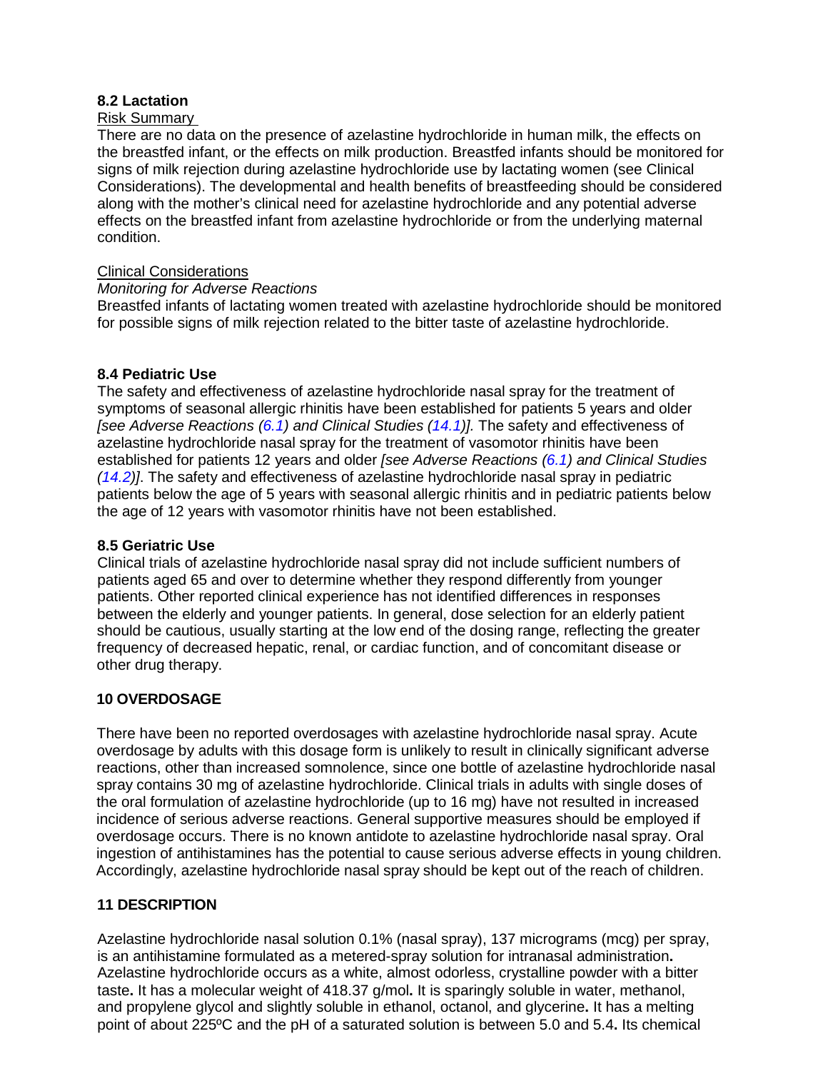### 8.2 Lactation

Risk Summary

There are no data on the presence of azelastine hydrochloride in human milk, the effects on the breastfed infant, or the effects on milk production. Breastfed infants should be monitored for signs of milk rejection during azelastine hydrochloride use by lactating women (see Clinical Considerations). The developmental and health benefits of breastfeeding should be considered along with the mother's clinical need for azelastine hydrochloride and any potential adverse effects on the breastfed infant from azelastine hydrochloride or from the underlying maternal condition.

Clinical Considerations

*Monitoring for Adverse Reactions*

Breastfed infants of lactating women treated with azelastine hydrochloride should be monitored for possible signs of milk rejection related to the bitter taste of azelastine hydrochloride.

### 8.4 Pediatric Use

The safety and effectiveness of azelastine hydrochloride nasal spray for the treatment of symptoms of seasonal allergic rhinitis have been established for patients 5 years and older *[see Adverse Reactions (6.1) and Clinical Studies (14.1)].* The safety and effectiveness of azelastine hydrochloride nasal spray for the treatment of vasomotor rhinitis have been established for patients 12 years and older *[see Adverse Reactions (6.1) and Clinical Studies (14.2)]*. The safety and effectiveness of azelastine hydrochloride nasal spray in pediatric patients below the age of 5 years with seasonal allergic rhinitis and in pediatric patients below the age of 12 years with vasomotor rhinitis have not been established.

### 8.5 Geriatric Use

Clinical trials of azelastine hydrochloride nasal spray did not include sufficient numbers of patients aged 65 and over to determine whether they respond differently from younger patients. Other reported clinical experience has not identified differences in responses between the elderly and younger patients. In general, dose selection for an elderly patient should be cautious, usually starting at the low end of the dosing range, reflecting the greater frequency of decreased hepatic, renal, or cardiac function, and of concomitant disease or other drug therapy.

## 10 OVERDOSAGE

There have been no reported overdosages with azelastine hydrochloride nasal spray. Acute overdosage by adults with this dosage form is unlikely to result in clinically significant adverse reactions, other than increased somnolence, since one bottle of azelastine hydrochloride nasal spray contains 30 mg of azelastine hydrochloride. Clinical trials in adults with single doses of the oral formulation of azelastine hydrochloride (up to 16 mg) have not resulted in increased incidence of serious adverse reactions. General supportive measures should be employed if overdosage occurs. There is no known antidote to azelastine hydrochloride nasal spray. Oral ingestion of antihistamines has the potential to cause serious adverse effects in young children. Accordingly, azelastine hydrochloride nasal spray should be kept out of the reach of children.

## 11 DESCRIPTION

Azelastine hydrochloride nasal solution 0.1% (nasal spray), 137 micrograms (mcg) per spray, is an antihistamine formulated as a metered-spray solution for intranasal administration**.** Azelastine hydrochloride occurs as a white, almost odorless, crystalline powder with a bitter taste**.** It has a molecular weight of 418.37 g/mol**.** It is sparingly soluble in water, methanol, and propylene glycol and slightly soluble in ethanol, octanol, and glycerine**.** It has a melting point of about 225ºC and the pH of a saturated solution is between 5.0 and 5.4**.** Its chemical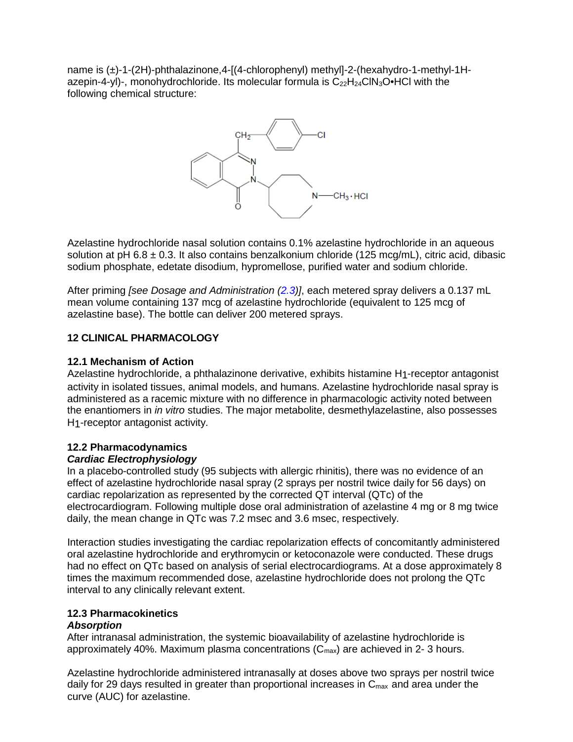name is (±)-1-(2H)-phthalazinone,4-[(4-chlorophenyl) methyl]-2-(hexahydro-1-methyl-1H-azepin-4-yl)-, monohydrochloride. Its molecular formula is $C_{22}H_{24}ClN_3O$•HCl with the following chemical structure:

Azelastine hydrochloride nasal solution contains 0.1% azelastine hydrochloride in an aqueous solution at pH 6.8 ± 0.3. It also contains benzalkonium chloride (125 mcg/mL), citric acid, dibasic sodium phosphate, edetate disodium, hypromellose, purified water and sodium chloride.

After priming *[see Dosage and Administration (2.3)]*, each metered spray delivers a 0.137 mL mean volume containing 137 mcg of azelastine hydrochloride (equivalent to 125 mcg of azelastine base). The bottle can deliver 200 metered sprays.

## 12 CLINICAL PHARMACOLOGY

### 12.1 Mechanism of Action

Azelastine hydrochloride, a phthalazinone derivative, exhibits histamine $H_1$-receptor antagonist activity in isolated tissues, animal models, and humans. Azelastine hydrochloride nasal spray is administered as a racemic mixture with no difference in pharmacologic activity noted between the enantiomers in *in vitro* studies. The major metabolite, desmethylazelastine, also possesses $H_1$-receptor antagonist activity.

### 12.2 Pharmacodynamics

***Cardiac Electrophysiology***

In a placebo-controlled study (95 subjects with allergic rhinitis), there was no evidence of an effect of azelastine hydrochloride nasal spray (2 sprays per nostril twice daily for 56 days) on cardiac repolarization as represented by the corrected QT interval (QTc) of the electrocardiogram. Following multiple dose oral administration of azelastine 4 mg or 8 mg twice daily, the mean change in QTc was 7.2 msec and 3.6 msec, respectively.

Interaction studies investigating the cardiac repolarization effects of concomitantly administered oral azelastine hydrochloride and erythromycin or ketoconazole were conducted. These drugs had no effect on QTc based on analysis of serial electrocardiograms. At a dose approximately 8 times the maximum recommended dose, azelastine hydrochloride does not prolong the QTc interval to any clinically relevant extent.

### 12.3 Pharmacokinetics

***Absorption***

After intranasal administration, the systemic bioavailability of azelastine hydrochloride is approximately 40%. Maximum plasma concentrations ($C_{max}$) are achieved in 2- 3 hours.

Azelastine hydrochloride administered intranasally at doses above two sprays per nostril twice daily for 29 days resulted in greater than proportional increases in $C_{max}$ and area under the curve (AUC) for azelastine.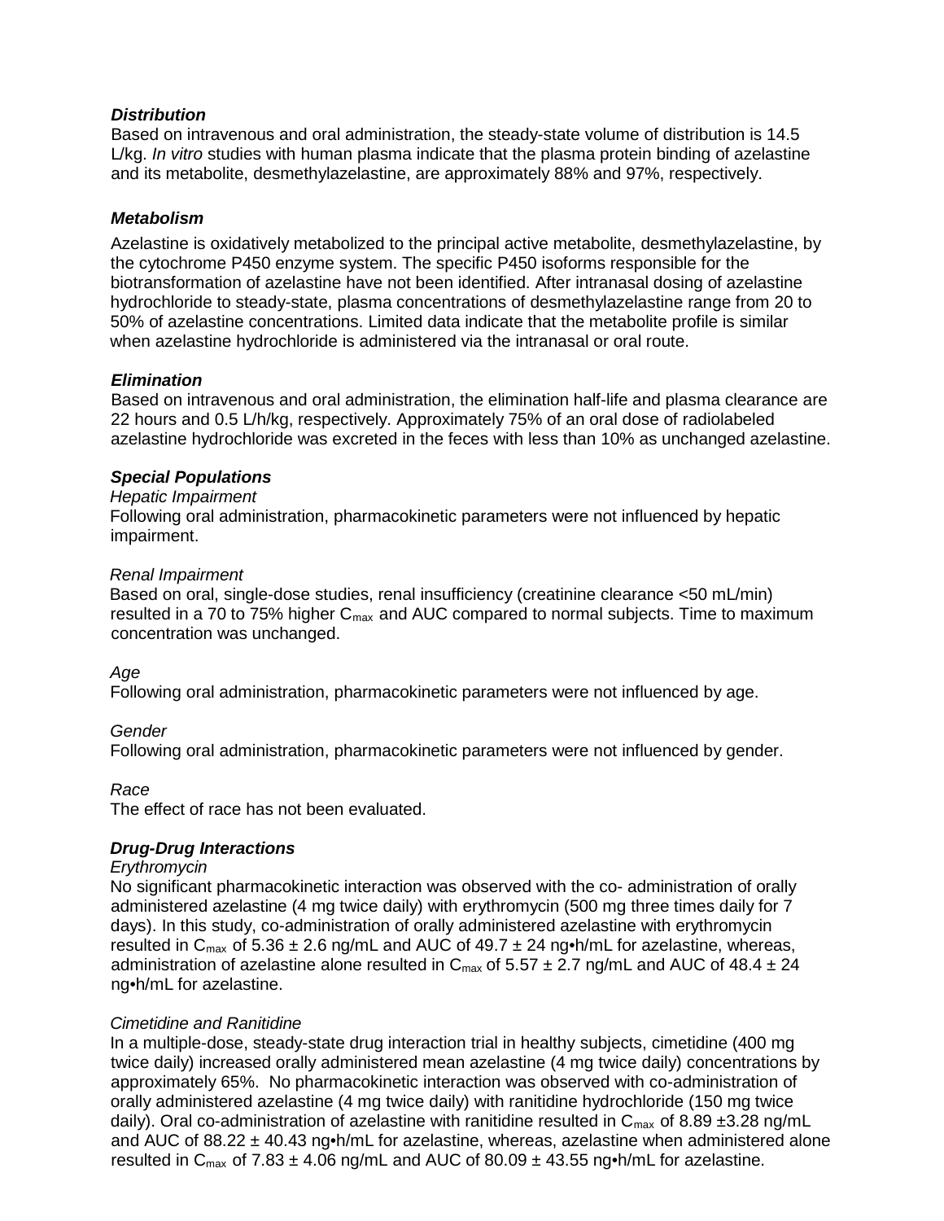### *Distribution*

Based on intravenous and oral administration, the steady-state volume of distribution is 14.5 L/kg. *In vitro* studies with human plasma indicate that the plasma protein binding of azelastine and its metabolite, desmethylazelastine, are approximately 88% and 97%, respectively.

### *Metabolism*

Azelastine is oxidatively metabolized to the principal active metabolite, desmethylazelastine, by the cytochrome P450 enzyme system. The specific P450 isoforms responsible for the biotransformation of azelastine have not been identified. After intranasal dosing of azelastine hydrochloride to steady-state, plasma concentrations of desmethylazelastine range from 20 to 50% of azelastine concentrations. Limited data indicate that the metabolite profile is similar when azelastine hydrochloride is administered via the intranasal or oral route.

### *Elimination*

Based on intravenous and oral administration, the elimination half-life and plasma clearance are 22 hours and 0.5 L/h/kg, respectively. Approximately 75% of an oral dose of radiolabeled azelastine hydrochloride was excreted in the feces with less than 10% as unchanged azelastine.

### *Special Populations*

*Hepatic Impairment*

Following oral administration, pharmacokinetic parameters were not influenced by hepatic impairment.

*Renal Impairment*

Based on oral, single-dose studies, renal insufficiency (creatinine clearance <50 mL/min) resulted in a 70 to 75% higher $C_{max}$ and AUC compared to normal subjects. Time to maximum concentration was unchanged.

*Age*

Following oral administration, pharmacokinetic parameters were not influenced by age.

*Gender*

Following oral administration, pharmacokinetic parameters were not influenced by gender.

*Race*

The effect of race has not been evaluated.

### *Drug-Drug Interactions*

*Erythromycin*

No significant pharmacokinetic interaction was observed with the co- administration of orally administered azelastine (4 mg twice daily) with erythromycin (500 mg three times daily for 7 days). In this study, co-administration of orally administered azelastine with erythromycin resulted in $C_{max}$ of 5.36 ± 2.6 ng/mL and AUC of 49.7 ± 24 ng•h/mL for azelastine, whereas, administration of azelastine alone resulted in $C_{max}$ of 5.57 ± 2.7 ng/mL and AUC of 48.4 ± 24 ng•h/mL for azelastine.

*Cimetidine and Ranitidine*

In a multiple-dose, steady-state drug interaction trial in healthy subjects, cimetidine (400 mg twice daily) increased orally administered mean azelastine (4 mg twice daily) concentrations by approximately 65%. No pharmacokinetic interaction was observed with co-administration of orally administered azelastine (4 mg twice daily) with ranitidine hydrochloride (150 mg twice daily). Oral co-administration of azelastine with ranitidine resulted in $C_{max}$ of 8.89 ±3.28 ng/mL and AUC of 88.22 ± 40.43 ng•h/mL for azelastine, whereas, azelastine when administered alone resulted in $C_{max}$ of 7.83 ± 4.06 ng/mL and AUC of 80.09 ± 43.55 ng•h/mL for azelastine.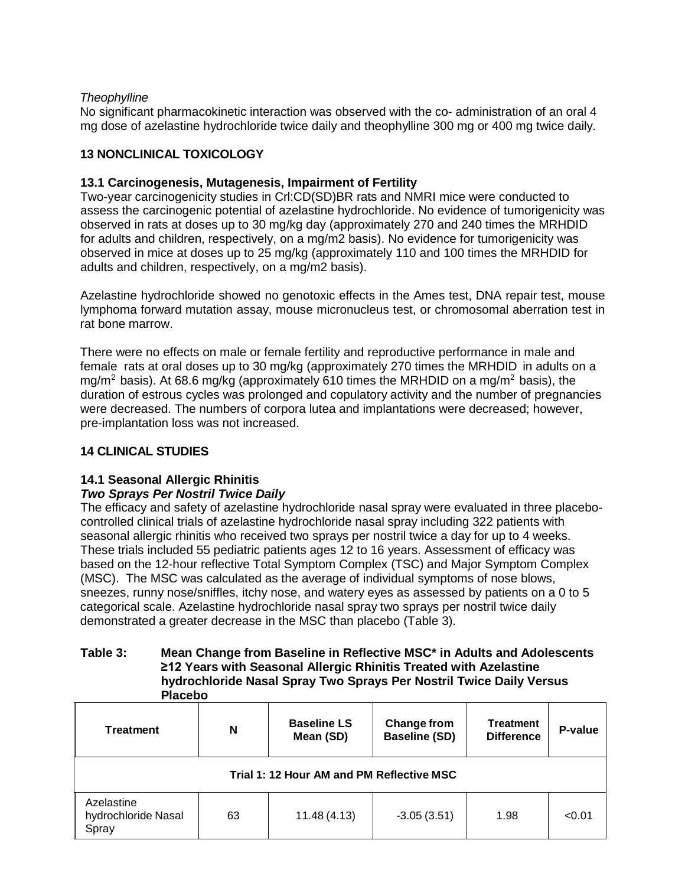*Theophylline*

No significant pharmacokinetic interaction was observed with the co- administration of an oral 4 mg dose of azelastine hydrochloride twice daily and theophylline 300 mg or 400 mg twice daily.

## 13 NONCLINICAL TOXICOLOGY

### 13.1 Carcinogenesis, Mutagenesis, Impairment of Fertility

Two-year carcinogenicity studies in Crl:CD(SD)BR rats and NMRI mice were conducted to assess the carcinogenic potential of azelastine hydrochloride. No evidence of tumorigenicity was observed in rats at doses up to 30 mg/kg day (approximately 270 and 240 times the MRHDID for adults and children, respectively, on a mg/m2 basis). No evidence for tumorigenicity was observed in mice at doses up to 25 mg/kg (approximately 110 and 100 times the MRHDID for adults and children, respectively, on a mg/m2 basis).

Azelastine hydrochloride showed no genotoxic effects in the Ames test, DNA repair test, mouse lymphoma forward mutation assay, mouse micronucleus test, or chromosomal aberration test in rat bone marrow.

There were no effects on male or female fertility and reproductive performance in male and female rats at oral doses up to 30 mg/kg (approximately 270 times the MRHDID in adults on a mg/m$^2$ basis). At 68.6 mg/kg (approximately 610 times the MRHDID on a mg/m$^2$ basis), the duration of estrous cycles was prolonged and copulatory activity and the number of pregnancies were decreased. The numbers of corpora lutea and implantations were decreased; however, pre-implantation loss was not increased.

## 14 CLINICAL STUDIES

### 14.1 Seasonal Allergic Rhinitis

***Two Sprays Per Nostril Twice Daily***

The efficacy and safety of azelastine hydrochloride nasal spray were evaluated in three placebo-controlled clinical trials of azelastine hydrochloride nasal spray including 322 patients with seasonal allergic rhinitis who received two sprays per nostril twice a day for up to 4 weeks. These trials included 55 pediatric patients ages 12 to 16 years. Assessment of efficacy was based on the 12-hour reflective Total Symptom Complex (TSC) and Major Symptom Complex (MSC). The MSC was calculated as the average of individual symptoms of nose blows, sneezes, runny nose/sniffles, itchy nose, and watery eyes as assessed by patients on a 0 to 5 categorical scale. Azelastine hydrochloride nasal spray two sprays per nostril twice daily demonstrated a greater decrease in the MSC than placebo (Table 3).

**Table 3: Mean Change from Baseline in Reflective MSC* in Adults and Adolescents ≥12 Years with Seasonal Allergic Rhinitis Treated with Azelastine hydrochloride Nasal Spray Two Sprays Per Nostril Twice Daily Versus Placebo**

| Treatment | N | Baseline LS Mean (SD) | Change from Baseline (SD) | Treatment Difference | P-value |
|---|---|---|---|---|---|
| **Trial 1: 12 Hour AM and PM Reflective MSC** | | | | | |
| Azelastine hydrochloride Nasal Spray | 63 | 11.48 (4.13) | -3.05 (3.51) | 1.98 | <0.01 |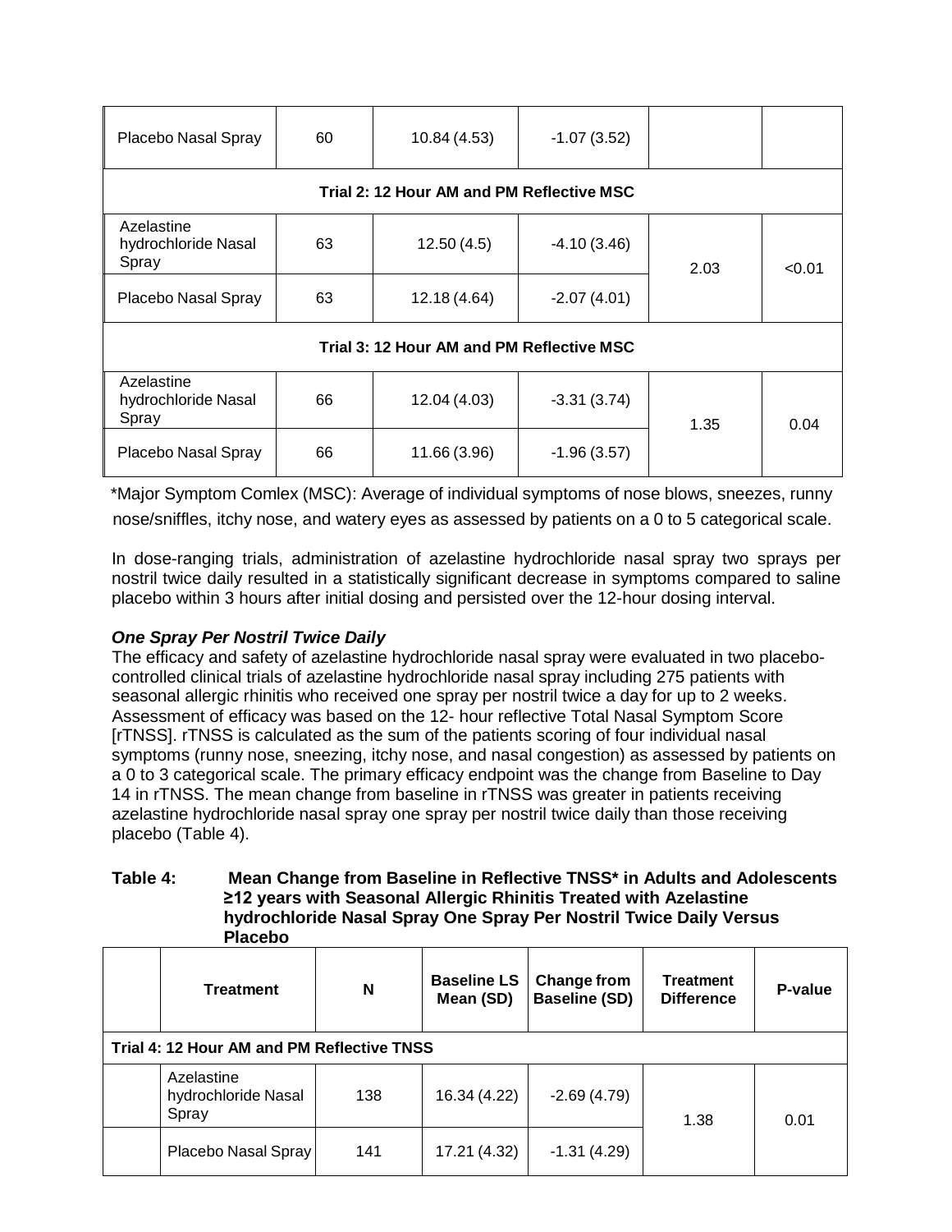| Treatment | N | Baseline LS Mean (SD) | Change from Baseline (SD) | Treatment Difference | P-value |
|---|---|---|---|---|---|
| Placebo Nasal Spray | 60 | 10.84 (4.53) | -1.07 (3.52) | | |
| **Trial 2: 12 Hour AM and PM Reflective MSC** | | | | | |
| Azelastine hydrochloride Nasal Spray | 63 | 12.50 (4.5) | -4.10 (3.46) | 2.03 | <0.01 |
| Placebo Nasal Spray | 63 | 12.18 (4.64) | -2.07 (4.01) | | |
| **Trial 3: 12 Hour AM and PM Reflective MSC** | | | | | |
| Azelastine hydrochloride Nasal Spray | 66 | 12.04 (4.03) | -3.31 (3.74) | 1.35 | 0.04 |
| Placebo Nasal Spray | 66 | 11.66 (3.96) | -1.96 (3.57) | | |

*Major Symptom Comlex (MSC): Average of individual symptoms of nose blows, sneezes, runny nose/sniffles, itchy nose, and watery eyes as assessed by patients on a 0 to 5 categorical scale.

In dose-ranging trials, administration of azelastine hydrochloride nasal spray two sprays per nostril twice daily resulted in a statistically significant decrease in symptoms compared to saline placebo within 3 hours after initial dosing and persisted over the 12-hour dosing interval.

***One Spray Per Nostril Twice Daily***

The efficacy and safety of azelastine hydrochloride nasal spray were evaluated in two placebo-controlled clinical trials of azelastine hydrochloride nasal spray including 275 patients with seasonal allergic rhinitis who received one spray per nostril twice a day for up to 2 weeks. Assessment of efficacy was based on the 12- hour reflective Total Nasal Symptom Score [rTNSS]. rTNSS is calculated as the sum of the patients scoring of four individual nasal symptoms (runny nose, sneezing, itchy nose, and nasal congestion) as assessed by patients on a 0 to 3 categorical scale. The primary efficacy endpoint was the change from Baseline to Day 14 in rTNSS. The mean change from baseline in rTNSS was greater in patients receiving azelastine hydrochloride nasal spray one spray per nostril twice daily than those receiving placebo (Table 4).

**Table 4: Mean Change from Baseline in Reflective TNSS* in Adults and Adolescents ≥12 years with Seasonal Allergic Rhinitis Treated with Azelastine hydrochloride Nasal Spray One Spray Per Nostril Twice Daily Versus Placebo**

| | Treatment | N | Baseline LS Mean (SD) | Change from Baseline (SD) | Treatment Difference | P-value |
|---|---|---|---|---|---|---|
| **Trial 4: 12 Hour AM and PM Reflective TNSS** | | | | | | |
| | Azelastine hydrochloride Nasal Spray | 138 | 16.34 (4.22) | -2.69 (4.79) | 1.38 | 0.01 |
| | Placebo Nasal Spray | 141 | 17.21 (4.32) | -1.31 (4.29) | | |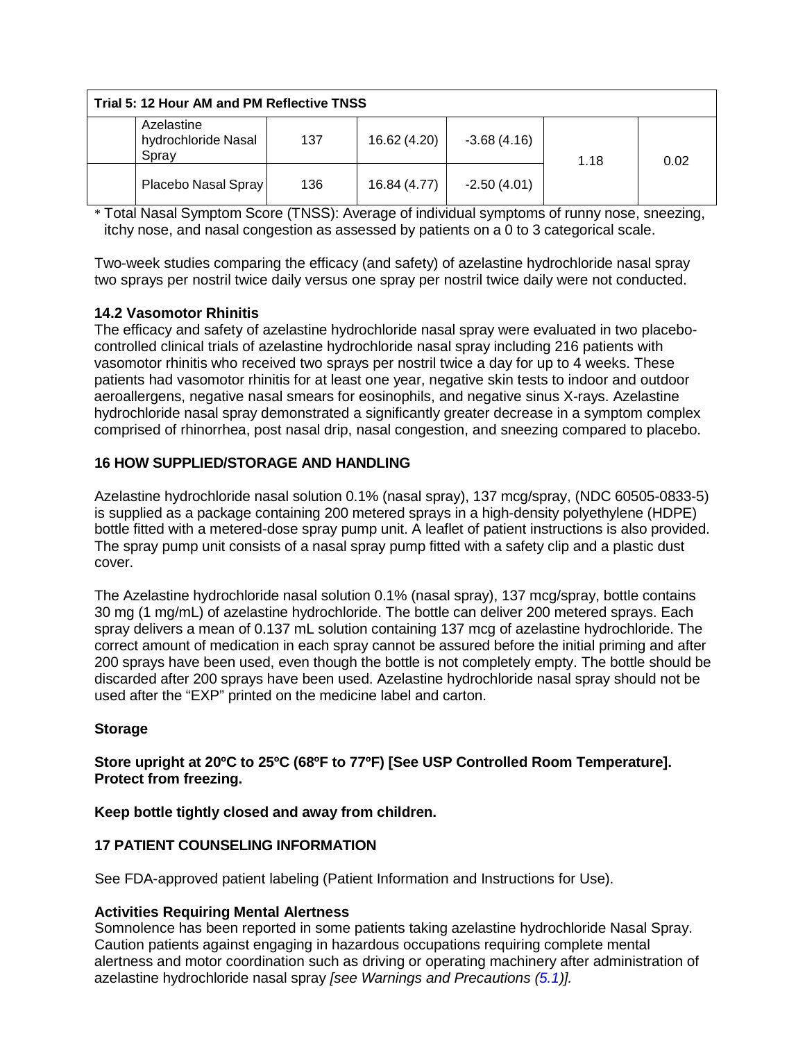| Trial 5: 12 Hour AM and PM Reflective TNSS | | | | | | |
|---|---|---|---|---|---|---|
| | Azelastine hydrochloride Nasal Spray | 137 | 16.62 (4.20) | -3.68 (4.16) | 1.18 | 0.02 |
| | Placebo Nasal Spray | 136 | 16.84 (4.77) | -2.50 (4.01) | | |

* Total Nasal Symptom Score (TNSS): Average of individual symptoms of runny nose, sneezing, itchy nose, and nasal congestion as assessed by patients on a 0 to 3 categorical scale.

Two-week studies comparing the efficacy (and safety) of azelastine hydrochloride nasal spray two sprays per nostril twice daily versus one spray per nostril twice daily were not conducted.

### 14.2 Vasomotor Rhinitis

The efficacy and safety of azelastine hydrochloride nasal spray were evaluated in two placebo-controlled clinical trials of azelastine hydrochloride nasal spray including 216 patients with vasomotor rhinitis who received two sprays per nostril twice a day for up to 4 weeks. These patients had vasomotor rhinitis for at least one year, negative skin tests to indoor and outdoor aeroallergens, negative nasal smears for eosinophils, and negative sinus X-rays. Azelastine hydrochloride nasal spray demonstrated a significantly greater decrease in a symptom complex comprised of rhinorrhea, post nasal drip, nasal congestion, and sneezing compared to placebo.

## 16 HOW SUPPLIED/STORAGE AND HANDLING

Azelastine hydrochloride nasal solution 0.1% (nasal spray), 137 mcg/spray, (NDC 60505-0833-5) is supplied as a package containing 200 metered sprays in a high-density polyethylene (HDPE) bottle fitted with a metered-dose spray pump unit. A leaflet of patient instructions is also provided. The spray pump unit consists of a nasal spray pump fitted with a safety clip and a plastic dust cover.

The Azelastine hydrochloride nasal solution 0.1% (nasal spray), 137 mcg/spray, bottle contains 30 mg (1 mg/mL) of azelastine hydrochloride. The bottle can deliver 200 metered sprays. Each spray delivers a mean of 0.137 mL solution containing 137 mcg of azelastine hydrochloride. The correct amount of medication in each spray cannot be assured before the initial priming and after 200 sprays have been used, even though the bottle is not completely empty. The bottle should be discarded after 200 sprays have been used. Azelastine hydrochloride nasal spray should not be used after the "EXP" printed on the medicine label and carton.

### Storage

**Store upright at 20ºC to 25ºC (68ºF to 77ºF) [See USP Controlled Room Temperature]. Protect from freezing.**

**Keep bottle tightly closed and away from children.**

## 17 PATIENT COUNSELING INFORMATION

See FDA-approved patient labeling (Patient Information and Instructions for Use).

### Activities Requiring Mental Alertness

Somnolence has been reported in some patients taking azelastine hydrochloride Nasal Spray. Caution patients against engaging in hazardous occupations requiring complete mental alertness and motor coordination such as driving or operating machinery after administration of azelastine hydrochloride nasal spray *[see Warnings and Precautions (5.1)].*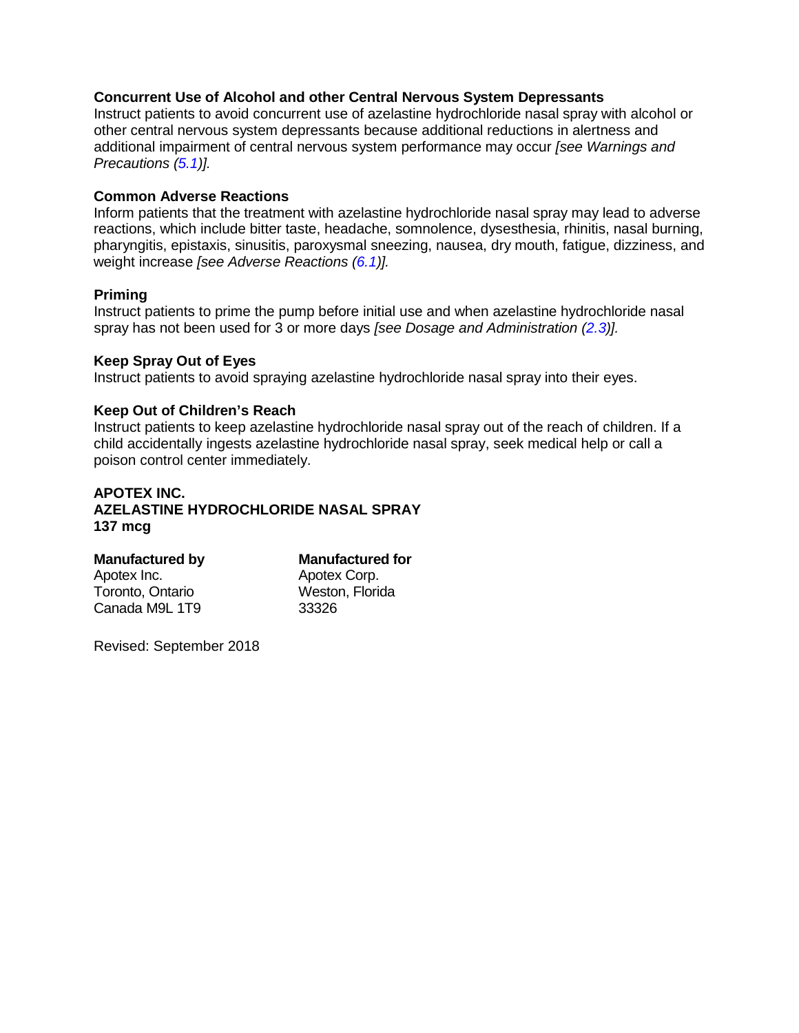**Concurrent Use of Alcohol and other Central Nervous System Depressants**
Instruct patients to avoid concurrent use of azelastine hydrochloride nasal spray with alcohol or other central nervous system depressants because additional reductions in alertness and additional impairment of central nervous system performance may occur *[see Warnings and Precautions (5.1)].*

**Common Adverse Reactions**
Inform patients that the treatment with azelastine hydrochloride nasal spray may lead to adverse reactions, which include bitter taste, headache, somnolence, dysesthesia, rhinitis, nasal burning, pharyngitis, epistaxis, sinusitis, paroxysmal sneezing, nausea, dry mouth, fatigue, dizziness, and weight increase *[see Adverse Reactions (6.1)].*

**Priming**
Instruct patients to prime the pump before initial use and when azelastine hydrochloride nasal spray has not been used for 3 or more days *[see Dosage and Administration (2.3)].*

**Keep Spray Out of Eyes**
Instruct patients to avoid spraying azelastine hydrochloride nasal spray into their eyes.

**Keep Out of Children's Reach**
Instruct patients to keep azelastine hydrochloride nasal spray out of the reach of children. If a child accidentally ingests azelastine hydrochloride nasal spray, seek medical help or call a poison control center immediately.

**APOTEX INC.**
**AZELASTINE HYDROCHLORIDE NASAL SPRAY**
**137 mcg**

**Manufactured by**
Apotex Inc.
Toronto, Ontario
Canada M9L 1T9

**Manufactured for**
Apotex Corp.
Weston, Florida
33326

Revised: September 2018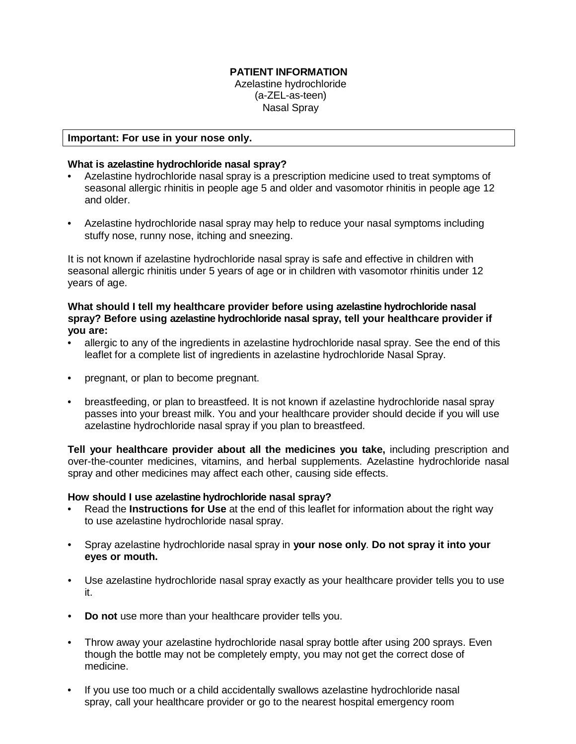**PATIENT INFORMATION**
Azelastine hydrochloride
(a-ZEL-as-teen)
Nasal Spray

**Important: For use in your nose only.**

**What is azelastine hydrochloride nasal spray?**

- Azelastine hydrochloride nasal spray is a prescription medicine used to treat symptoms of seasonal allergic rhinitis in people age 5 and older and vasomotor rhinitis in people age 12 and older.
- Azelastine hydrochloride nasal spray may help to reduce your nasal symptoms including stuffy nose, runny nose, itching and sneezing.

It is not known if azelastine hydrochloride nasal spray is safe and effective in children with seasonal allergic rhinitis under 5 years of age or in children with vasomotor rhinitis under 12 years of age.

**What should I tell my healthcare provider before using azelastine hydrochloride nasal spray? Before using azelastine hydrochloride nasal spray, tell your healthcare provider if you are:**

- allergic to any of the ingredients in azelastine hydrochloride nasal spray. See the end of this leaflet for a complete list of ingredients in azelastine hydrochloride Nasal Spray.
- pregnant, or plan to become pregnant.
- breastfeeding, or plan to breastfeed. It is not known if azelastine hydrochloride nasal spray passes into your breast milk. You and your healthcare provider should decide if you will use azelastine hydrochloride nasal spray if you plan to breastfeed.

**Tell your healthcare provider about all the medicines you take,** including prescription and over-the-counter medicines, vitamins, and herbal supplements. Azelastine hydrochloride nasal spray and other medicines may affect each other, causing side effects.

**How should I use azelastine hydrochloride nasal spray?**

- Read the **Instructions for Use** at the end of this leaflet for information about the right way to use azelastine hydrochloride nasal spray.
- Spray azelastine hydrochloride nasal spray in **your nose only**. **Do not spray it into your eyes or mouth.**
- Use azelastine hydrochloride nasal spray exactly as your healthcare provider tells you to use it.
- **Do not** use more than your healthcare provider tells you.
- Throw away your azelastine hydrochloride nasal spray bottle after using 200 sprays. Even though the bottle may not be completely empty, you may not get the correct dose of medicine.
- If you use too much or a child accidentally swallows azelastine hydrochloride nasal spray, call your healthcare provider or go to the nearest hospital emergency room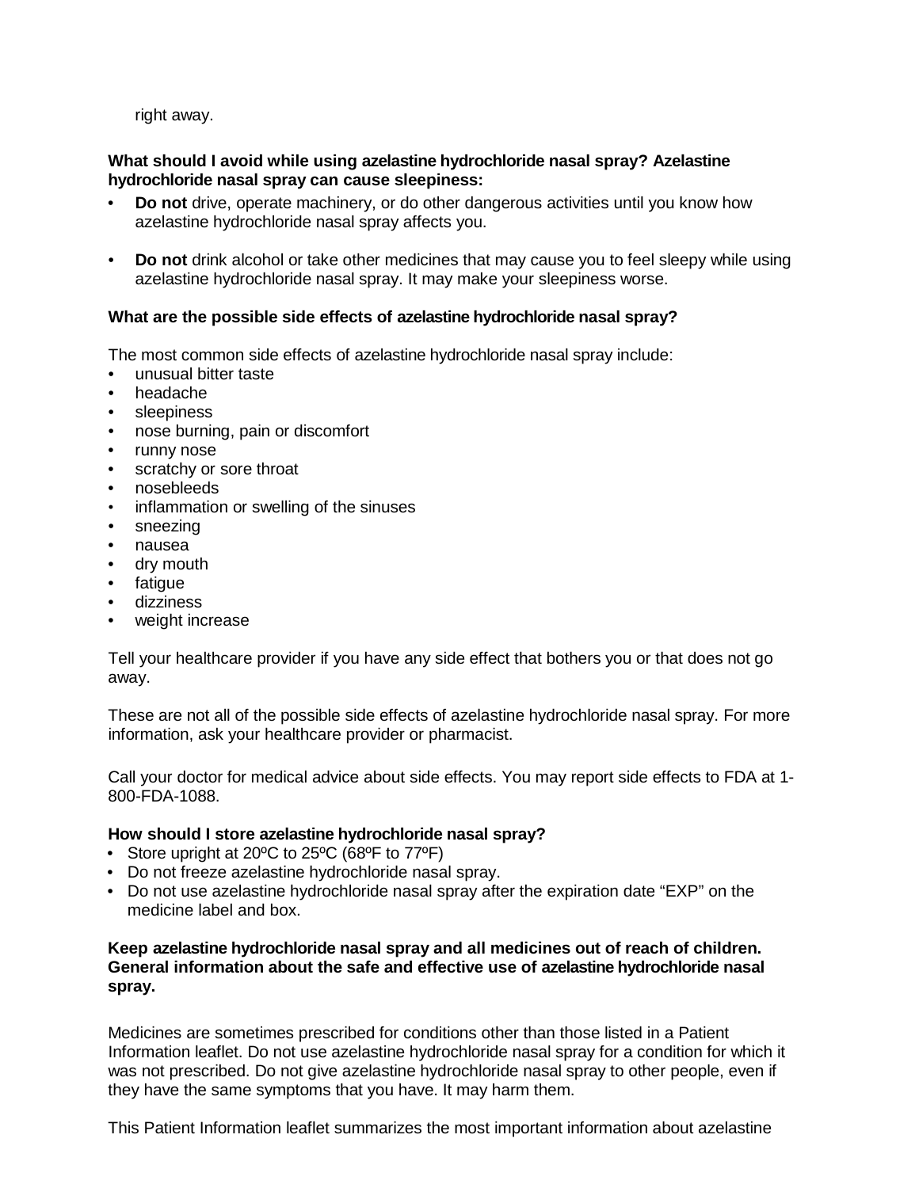right away.

**What should I avoid while using azelastine hydrochloride nasal spray? Azelastine hydrochloride nasal spray can cause sleepiness:**

- **Do not** drive, operate machinery, or do other dangerous activities until you know how azelastine hydrochloride nasal spray affects you.
- **Do not** drink alcohol or take other medicines that may cause you to feel sleepy while using azelastine hydrochloride nasal spray. It may make your sleepiness worse.

**What are the possible side effects of azelastine hydrochloride nasal spray?**

The most common side effects of azelastine hydrochloride nasal spray include:

- unusual bitter taste
- headache
- sleepiness
- nose burning, pain or discomfort
- runny nose
- scratchy or sore throat
- nosebleeds
- inflammation or swelling of the sinuses
- sneezing
- nausea
- dry mouth
- fatigue
- dizziness
- weight increase

Tell your healthcare provider if you have any side effect that bothers you or that does not go away.

These are not all of the possible side effects of azelastine hydrochloride nasal spray. For more information, ask your healthcare provider or pharmacist.

Call your doctor for medical advice about side effects. You may report side effects to FDA at 1-800-FDA-1088.

**How should I store azelastine hydrochloride nasal spray?**

- Store upright at 20ºC to 25ºC (68ºF to 77ºF)
- Do not freeze azelastine hydrochloride nasal spray.
- Do not use azelastine hydrochloride nasal spray after the expiration date "EXP" on the medicine label and box.

**Keep azelastine hydrochloride nasal spray and all medicines out of reach of children.**
**General information about the safe and effective use of azelastine hydrochloride nasal spray.**

Medicines are sometimes prescribed for conditions other than those listed in a Patient Information leaflet. Do not use azelastine hydrochloride nasal spray for a condition for which it was not prescribed. Do not give azelastine hydrochloride nasal spray to other people, even if they have the same symptoms that you have. It may harm them.

This Patient Information leaflet summarizes the most important information about azelastine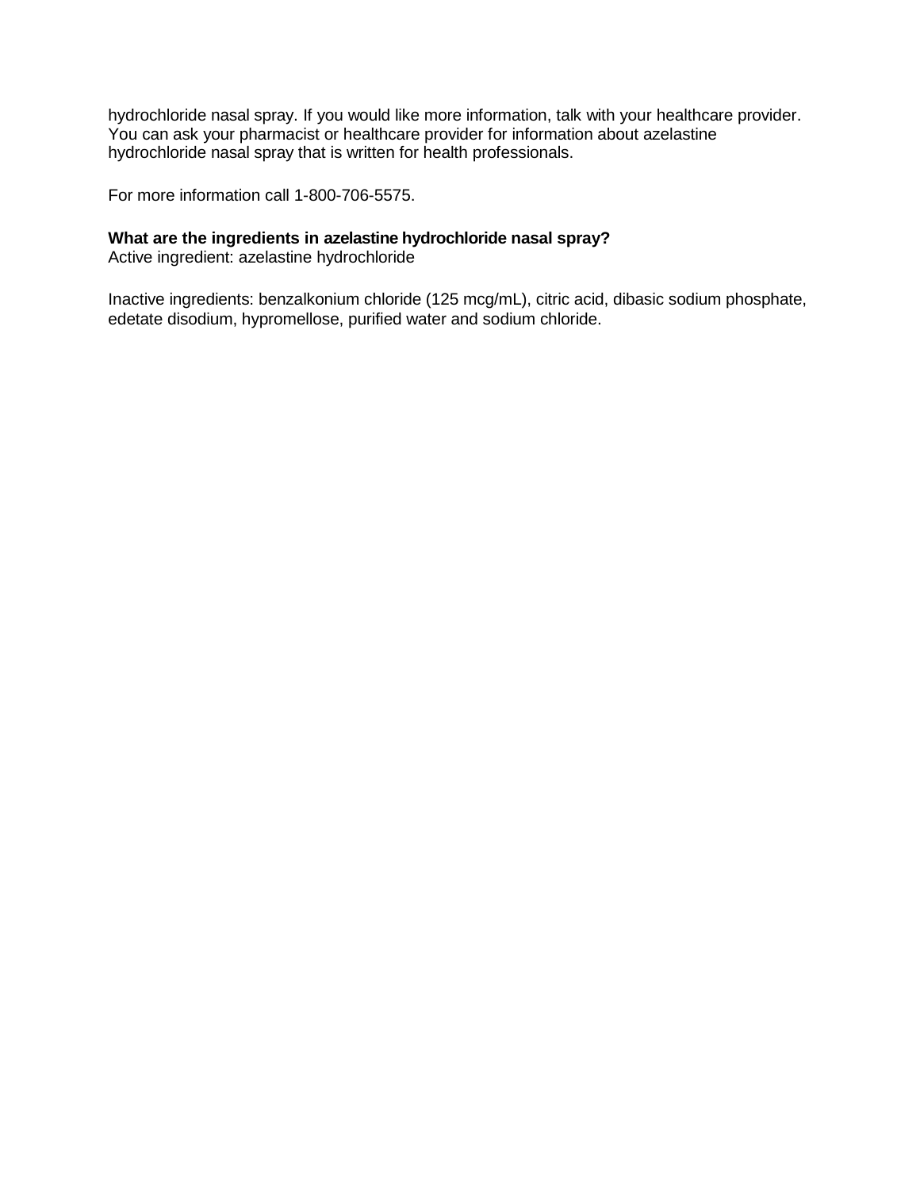hydrochloride nasal spray. If you would like more information, talk with your healthcare provider. You can ask your pharmacist or healthcare provider for information about azelastine hydrochloride nasal spray that is written for health professionals.

For more information call 1-800-706-5575.

**What are the ingredients in azelastine hydrochloride nasal spray?**
Active ingredient: azelastine hydrochloride

Inactive ingredients: benzalkonium chloride (125 mcg/mL), citric acid, dibasic sodium phosphate, edetate disodium, hypromellose, purified water and sodium chloride.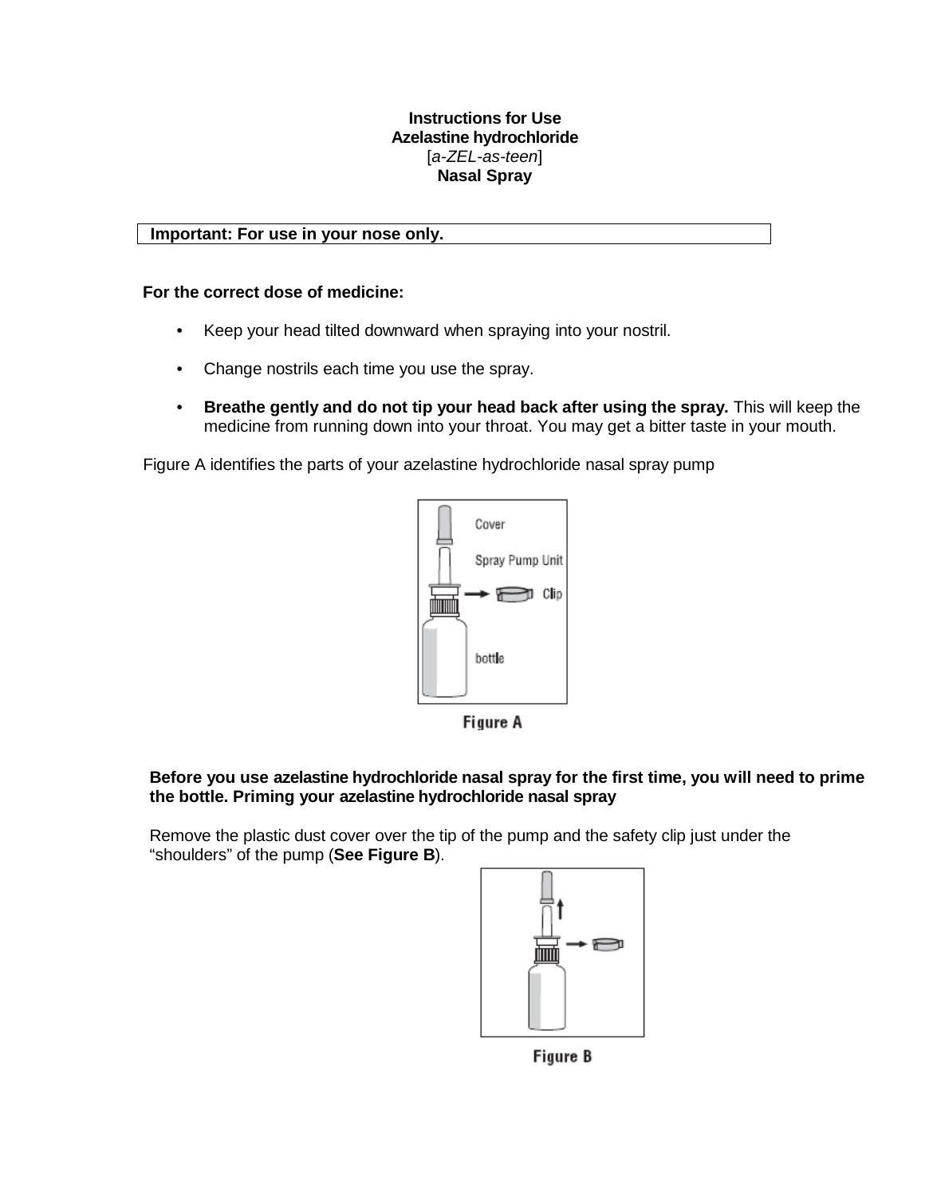**Instructions for Use**
**Azelastine hydrochloride**
[*a-ZEL-as-teen*]
**Nasal Spray**

| **Important: For use in your nose only.** |
|---|

**For the correct dose of medicine:**

- Keep your head tilted downward when spraying into your nostril.
- Change nostrils each time you use the spray.
- **Breathe gently and do not tip your head back after using the spray.** This will keep the medicine from running down into your throat. You may get a bitter taste in your mouth.

Figure A identifies the parts of your azelastine hydrochloride nasal spray pump

Cover

Spray Pump Unit

Clip

bottle

**Figure A**

**Before you use azelastine hydrochloride nasal spray for the first time, you will need to prime the bottle. Priming your azelastine hydrochloride nasal spray**

Remove the plastic dust cover over the tip of the pump and the safety clip just under the "shoulders" of the pump (**See Figure B**).

**Figure B**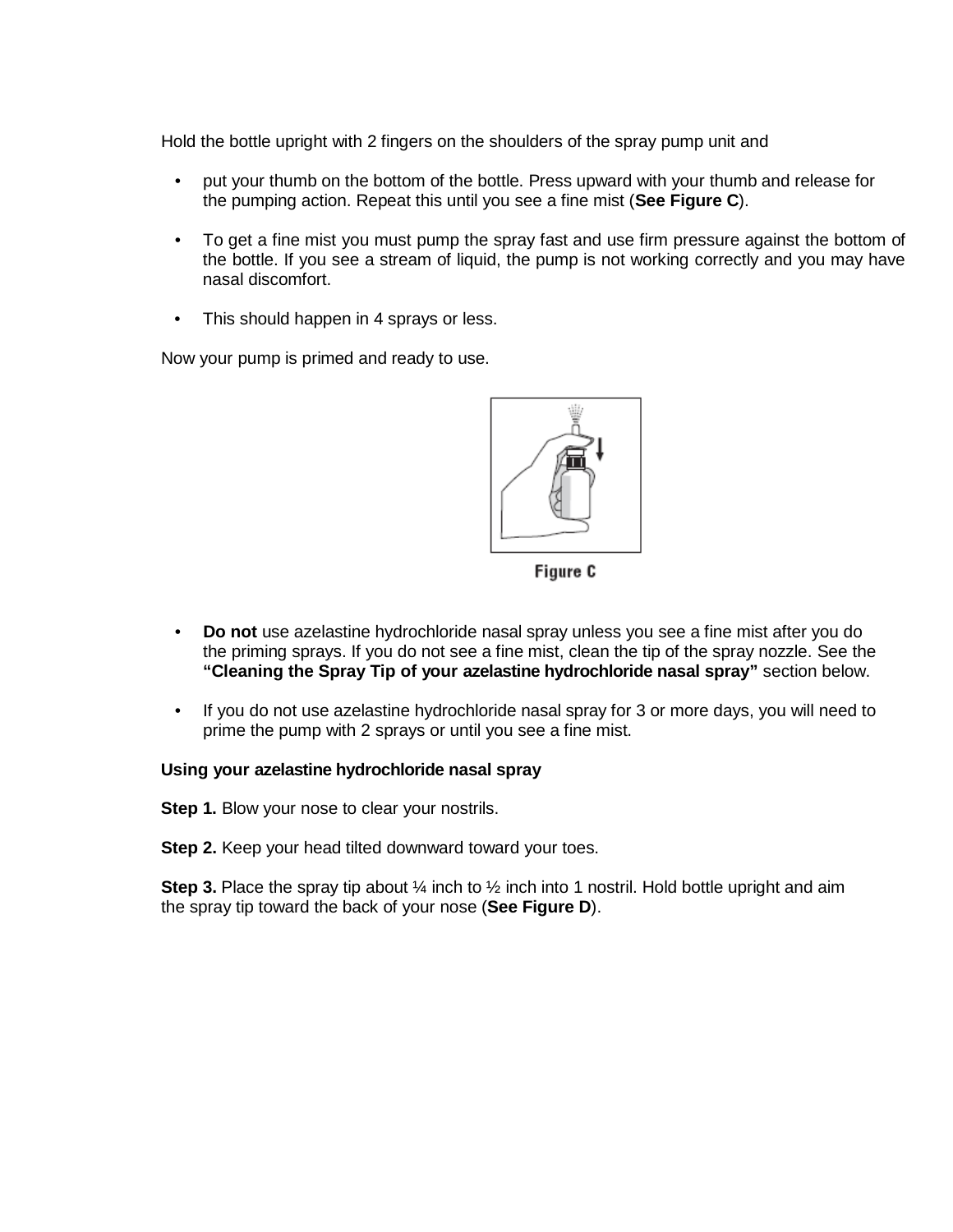Hold the bottle upright with 2 fingers on the shoulders of the spray pump unit and

- put your thumb on the bottom of the bottle. Press upward with your thumb and release for the pumping action. Repeat this until you see a fine mist (**See Figure C**).
- To get a fine mist you must pump the spray fast and use firm pressure against the bottom of the bottle. If you see a stream of liquid, the pump is not working correctly and you may have nasal discomfort.
- This should happen in 4 sprays or less.

Now your pump is primed and ready to use.

Figure C

- **Do not** use azelastine hydrochloride nasal spray unless you see a fine mist after you do the priming sprays. If you do not see a fine mist, clean the tip of the spray nozzle. See the **"Cleaning the Spray Tip of your azelastine hydrochloride nasal spray"** section below.
- If you do not use azelastine hydrochloride nasal spray for 3 or more days, you will need to prime the pump with 2 sprays or until you see a fine mist.

**Using your azelastine hydrochloride nasal spray**

**Step 1.** Blow your nose to clear your nostrils.

**Step 2.** Keep your head tilted downward toward your toes.

**Step 3.** Place the spray tip about ¼ inch to ½ inch into 1 nostril. Hold bottle upright and aim the spray tip toward the back of your nose (**See Figure D**).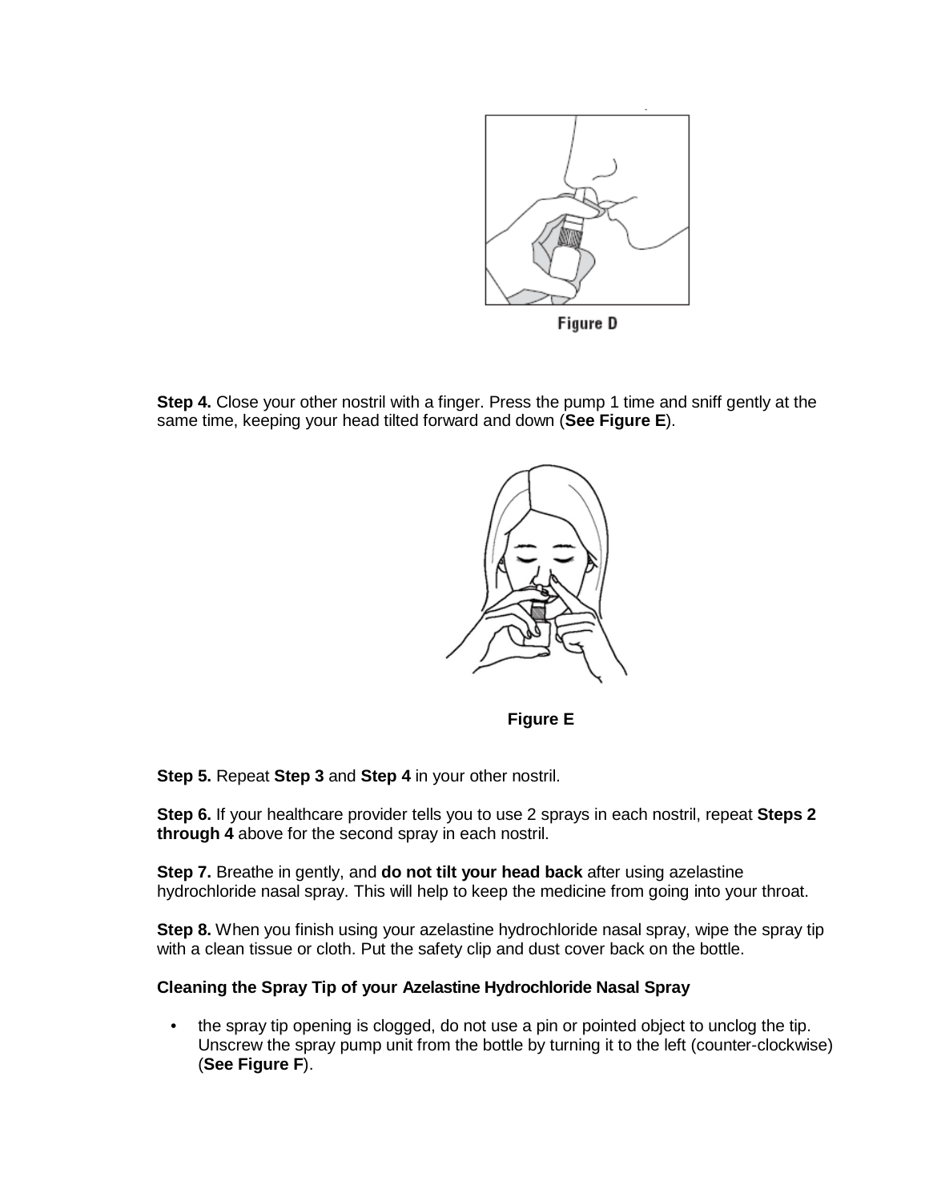Figure D

**Step 4.** Close your other nostril with a finger. Press the pump 1 time and sniff gently at the same time, keeping your head tilted forward and down (**See Figure E**).

**Figure E**

**Step 5.** Repeat **Step 3** and **Step 4** in your other nostril.

**Step 6.** If your healthcare provider tells you to use 2 sprays in each nostril, repeat **Steps 2 through 4** above for the second spray in each nostril.

**Step 7.** Breathe in gently, and **do not tilt your head back** after using azelastine hydrochloride nasal spray. This will help to keep the medicine from going into your throat.

**Step 8.** When you finish using your azelastine hydrochloride nasal spray, wipe the spray tip with a clean tissue or cloth. Put the safety clip and dust cover back on the bottle.

**Cleaning the Spray Tip of your Azelastine Hydrochloride Nasal Spray**

- the spray tip opening is clogged, do not use a pin or pointed object to unclog the tip. Unscrew the spray pump unit from the bottle by turning it to the left (counter-clockwise) (**See Figure F**).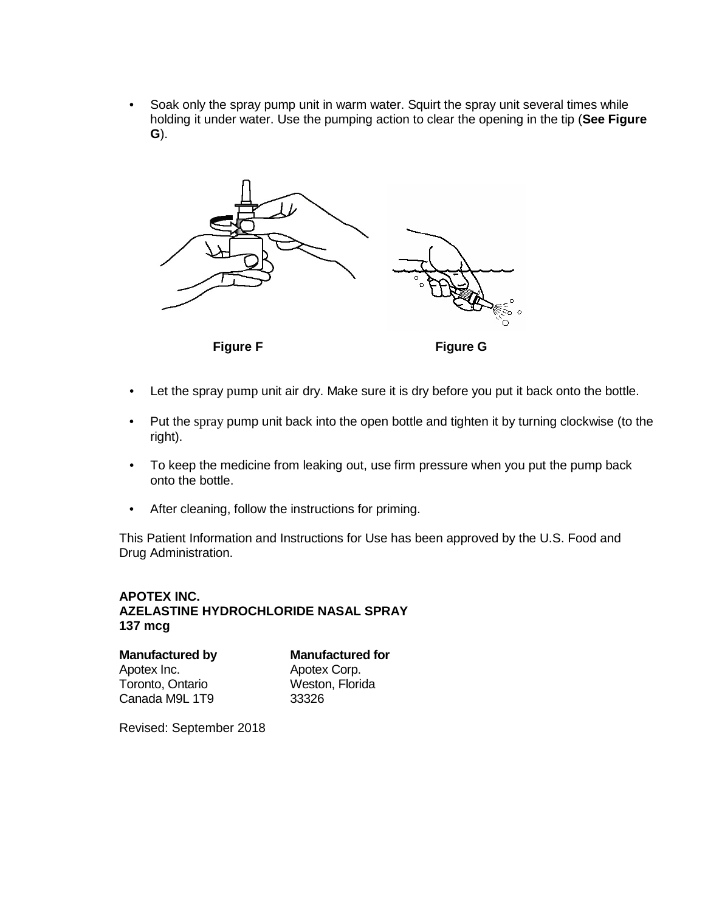- Soak only the spray pump unit in warm water. Squirt the spray unit several times while holding it under water. Use the pumping action to clear the opening in the tip (**See Figure G**).

**Figure F** **Figure G**

- Let the spray pump unit air dry. Make sure it is dry before you put it back onto the bottle.
- Put the spray pump unit back into the open bottle and tighten it by turning clockwise (to the right).
- To keep the medicine from leaking out, use firm pressure when you put the pump back onto the bottle.
- After cleaning, follow the instructions for priming.

This Patient Information and Instructions for Use has been approved by the U.S. Food and Drug Administration.

**APOTEX INC.**
**AZELASTINE HYDROCHLORIDE NASAL SPRAY**
**137 mcg**

**Manufactured by**
Apotex Inc.
Toronto, Ontario
Canada M9L 1T9

**Manufactured for**
Apotex Corp.
Weston, Florida
33326

Revised: September 2018